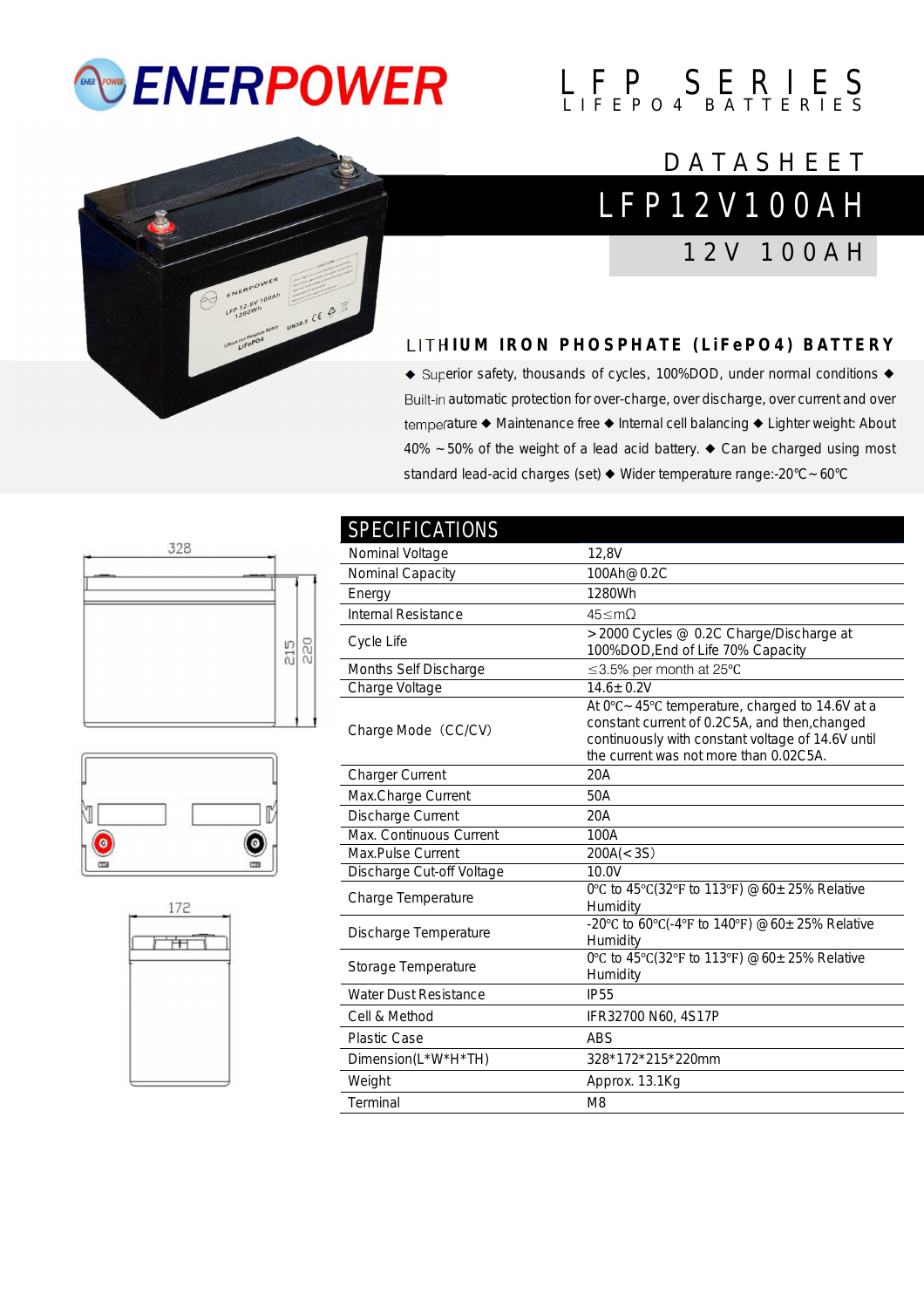# ENERPOWER

LFP SERIES
LIFEPO4 BATTERIES

DATASHEET

# LFP12V100AH

12V 100AH

## LITHIUM IRON PHOSPHATE (LiFePO4) BATTERY

◆ Superior safety, thousands of cycles, 100%DOD, under normal conditions ◆ Built-in automatic protection for over-charge, over discharge, over current and over temperature ◆ Maintenance free ◆ Internal cell balancing ◆ Lighter weight: About 40% ～50% of the weight of a lead acid battery. ◆ Can be charged using most standard lead-acid charges (set) ◆ Wider temperature range:-20℃～60℃

328

215 220

172

## SPECIFICATIONS

| Parameter | Value |
|---|---|
| Nominal Voltage | 12,8V |
| Nominal Capacity | 100Ah@0.2C |
| Energy | 1280Wh |
| Internal Resistance | 45≤mΩ |
| Cycle Life | >2000 Cycles @ 0.2C Charge/Discharge at 100%DOD,End of Life 70% Capacity |
| Months Self Discharge | ≤3.5% per month at 25℃ |
| Charge Voltage | 14.6±0.2V |
| Charge Mode（CC/CV） | At 0℃～45℃ temperature, charged to 14.6V at a constant current of 0.2C5A, and then,changed continuously with constant voltage of 14.6V until the current was not more than 0.02C5A. |
| Charger Current | 20A |
| Max.Charge Current | 50A |
| Discharge Current | 20A |
| Max. Continuous Current | 100A |
| Max.Pulse Current | 200A(<3S) |
| Discharge Cut-off Voltage | 10.0V |
| Charge Temperature | 0℃ to 45℃(32℉ to 113℉) @60±25% Relative Humidity |
| Discharge Temperature | -20℃ to 60℃(-4℉ to 140℉) @60±25% Relative Humidity |
| Storage Temperature | 0℃ to 45℃(32℉ to 113℉) @60±25% Relative Humidity |
| Water Dust Resistance | IP55 |
| Cell & Method | IFR32700 N60, 4S17P |
| Plastic Case | ABS |
| Dimension(L*W*H*TH) | 328*172*215*220mm |
| Weight | Approx. 13.1Kg |
| Terminal | M8 |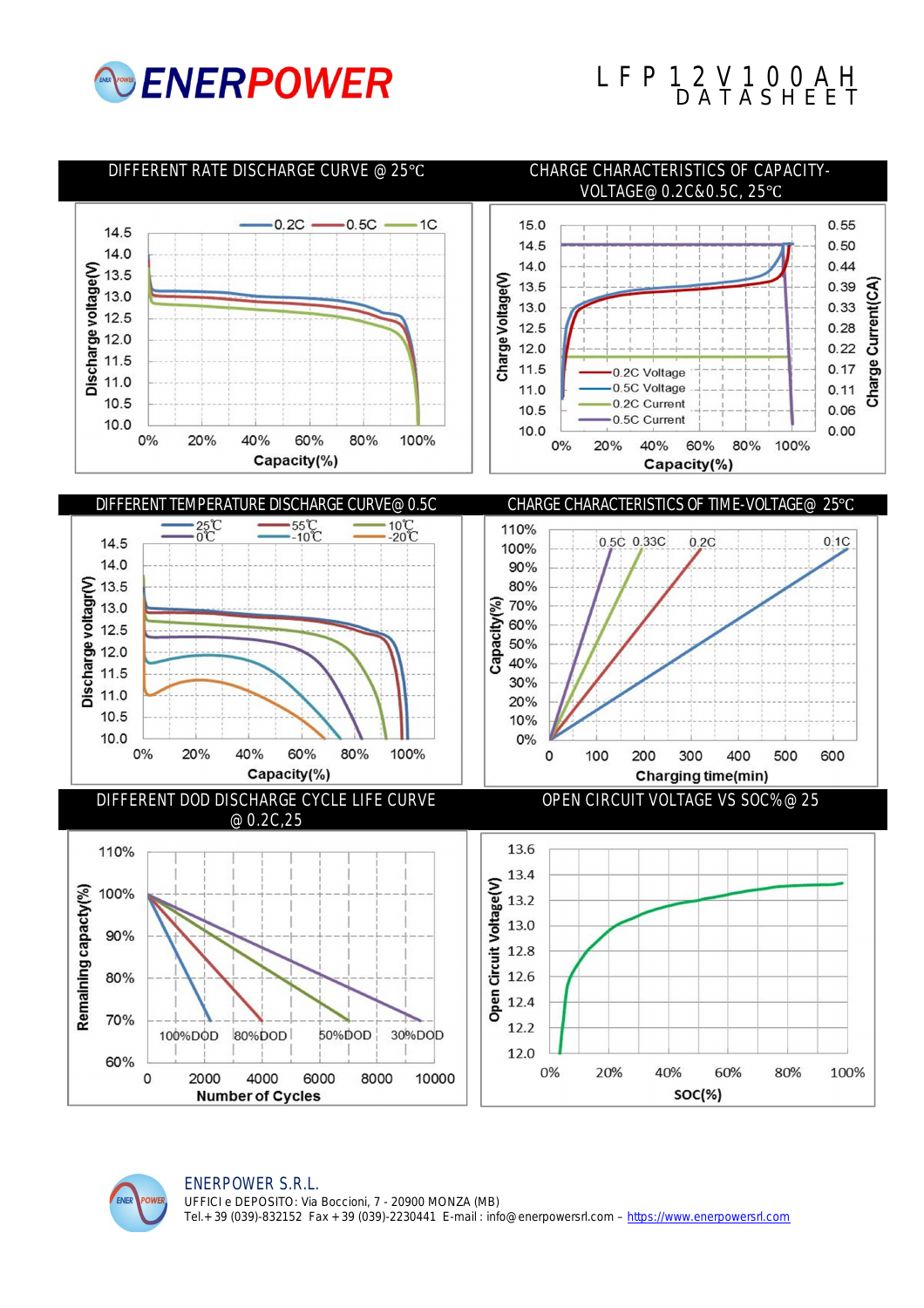# ENERPOWER

LFP12V100AH DATASHEET

## DIFFERENT RATE DISCHARGE CURVE @ 25℃

0.2C 0.5C 1C

Discharge voltage(V)

14.5
14.0
13.5
13.0
12.5
12.0
11.5
11.0
10.5
10.0

0% 20% 40% 60% 80% 100%

Capacity(%)

## CHARGE CHARACTERISTICS OF CAPACITY-VOLTAGE@ 0.2C&0.5C, 25℃

Charge Voltage(V)

15.0
14.5
14.0
13.5
13.0
12.5
12.0
11.5
11.0
10.5
10.0

0.2C Voltage
0.5C Voltage
0.2C Current
0.5C Current

Charge Current(CA)

0.55
0.50
0.44
0.39
0.33
0.28
0.22
0.17
0.11
0.06
0.00

0% 20% 40% 60% 80% 100%

Capacity(%)

## DIFFERENT TEMPERATURE DISCHARGE CURVE@ 0.5C

25℃ 0℃ 55℃ -10℃ 10℃ -20℃

Discharge voltagr(V)

14.5
14.0
13.5
13.0
12.5
12.0
11.5
11.0
10.5
10.0

0% 20% 40% 60% 80% 100%

Capacity(%)

## CHARGE CHARACTERISTICS OF TIME-VOLTAGE@ 25℃

Capacity(%)

110%
100%
90%
80%
70%
60%
50%
40%
30%
20%
10%
0%

0.5C 0.33C 0.2C 0.1C

0 100 200 300 400 500 600

Charging time(min)

## DIFFERENT DOD DISCHARGE CYCLE LIFE CURVE @ 0.2C,25

Remaining capacity(%)

110%
100%
90%
80%
70%
60%

100%DOD 80%DOD 50%DOD 30%DOD

0 2000 4000 6000 8000 10000

Number of Cycles

## OPEN CIRCUIT VOLTAGE VS SOC%@ 25

Open Circuit Voltage(V)

13.6
13.4
13.2
13.0
12.8
12.6
12.4
12.2
12.0

0% 20% 40% 60% 80% 100%

SOC(%)

ENERPOWER S.R.L.
UFFICI e DEPOSITO: Via Boccioni, 7 - 20900 MONZA (MB)
Tel.+39 (039)-832152 Fax +39 (039)-2230441 E-mail : info@enerpowersrl.com – https://www.enerpowersrl.com